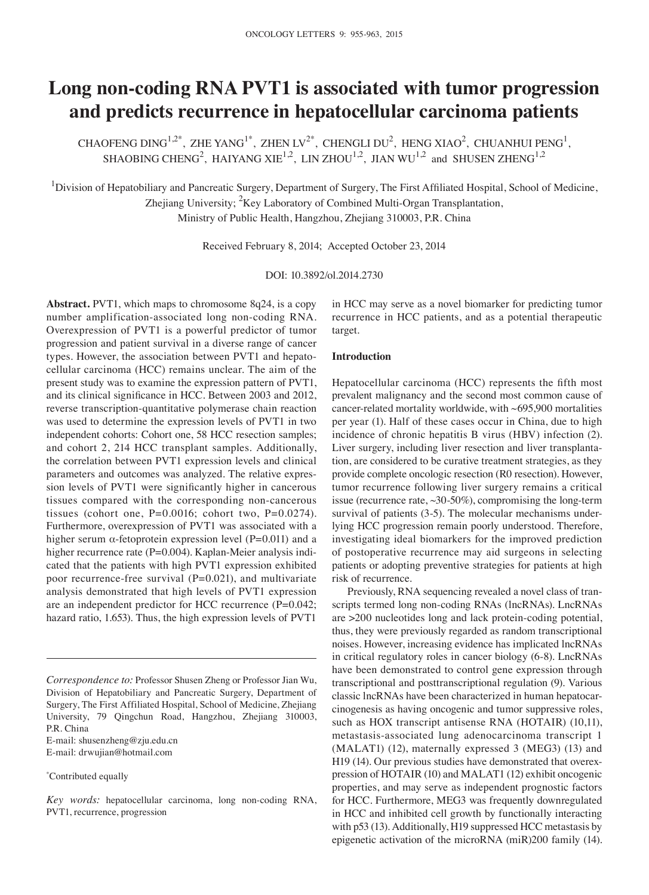# Long non-coding RNA PVT1 is associated with tumor progression and predicts recurrence in hepatocellular carcinoma patients

CHAOFENG DING[1,2*], ZHE YANG[1*], ZHEN LV[2*], CHENGLI DU[2], HENG XIAO[2], CHUANHUI PENG[1], SHAOBING CHENG[2], HAIYANG XIE[1,2], LIN ZHOU[1,2], JIAN WU[1,2] and SHUSEN ZHENG[1,2]

[1]Division of Hepatobiliary and Pancreatic Surgery, Department of Surgery, The First Affiliated Hospital, School of Medicine, Zhejiang University; [2]Key Laboratory of Combined Multi-Organ Transplantation, Ministry of Public Health, Hangzhou, Zhejiang 310003, P.R. China

Received February 8, 2014; Accepted October 23, 2014

DOI: 10.3892/ol.2014.2730

**Abstract.** PVT1, which maps to chromosome 8q24, is a copy number amplification-associated long non-coding RNA. Overexpression of PVT1 is a powerful predictor of tumor progression and patient survival in a diverse range of cancer types. However, the association between PVT1 and hepatocellular carcinoma (HCC) remains unclear. The aim of the present study was to examine the expression pattern of PVT1, and its clinical significance in HCC. Between 2003 and 2012, reverse transcription-quantitative polymerase chain reaction was used to determine the expression levels of PVT1 in two independent cohorts: Cohort one, 58 HCC resection samples; and cohort 2, 214 HCC transplant samples. Additionally, the correlation between PVT1 expression levels and clinical parameters and outcomes was analyzed. The relative expression levels of PVT1 were significantly higher in cancerous tissues compared with the corresponding non-cancerous tissues (cohort one, P=0.0016; cohort two, P=0.0274). Furthermore, overexpression of PVT1 was associated with a higher serum α-fetoprotein expression level (P=0.011) and a higher recurrence rate (P=0.004). Kaplan-Meier analysis indicated that the patients with high PVT1 expression exhibited poor recurrence-free survival (P=0.021), and multivariate analysis demonstrated that high levels of PVT1 expression are an independent predictor for HCC recurrence (P=0.042; hazard ratio, 1.653). Thus, the high expression levels of PVT1 in HCC may serve as a novel biomarker for predicting tumor recurrence in HCC patients, and as a potential therapeutic target.

*Correspondence to:* Professor Shusen Zheng or Professor Jian Wu, Division of Hepatobiliary and Pancreatic Surgery, Department of Surgery, The First Affiliated Hospital, School of Medicine, Zhejiang University, 79 Qingchun Road, Hangzhou, Zhejiang 310003, P.R. China
E-mail: shusenzheng@zju.edu.cn
E-mail: drwujian@hotmail.com

[*]Contributed equally

*Key words:* hepatocellular carcinoma, long non-coding RNA, PVT1, recurrence, progression

## Introduction

Hepatocellular carcinoma (HCC) represents the fifth most prevalent malignancy and the second most common cause of cancer-related mortality worldwide, with ~695,900 mortalities per year (1). Half of these cases occur in China, due to high incidence of chronic hepatitis B virus (HBV) infection (2). Liver surgery, including liver resection and liver transplantation, are considered to be curative treatment strategies, as they provide complete oncologic resection (R0 resection). However, tumor recurrence following liver surgery remains a critical issue (recurrence rate, ~30-50%), compromising the long-term survival of patients (3-5). The molecular mechanisms underlying HCC progression remain poorly understood. Therefore, investigating ideal biomarkers for the improved prediction of postoperative recurrence may aid surgeons in selecting patients or adopting preventive strategies for patients at high risk of recurrence.

Previously, RNA sequencing revealed a novel class of transcripts termed long non-coding RNAs (lncRNAs). LncRNAs are >200 nucleotides long and lack protein-coding potential, thus, they were previously regarded as random transcriptional noises. However, increasing evidence has implicated lncRNAs in critical regulatory roles in cancer biology (6-8). LncRNAs have been demonstrated to control gene expression through transcriptional and posttranscriptional regulation (9). Various classic lncRNAs have been characterized in human hepatocarcinogenesis as having oncogenic and tumor suppressive roles, such as HOX transcript antisense RNA (HOTAIR) (10,11), metastasis-associated lung adenocarcinoma transcript 1 (MALAT1) (12), maternally expressed 3 (MEG3) (13) and H19 (14). Our previous studies have demonstrated that overexpression of HOTAIR (10) and MALAT1 (12) exhibit oncogenic properties, and may serve as independent prognostic factors for HCC. Furthermore, MEG3 was frequently downregulated in HCC and inhibited cell growth by functionally interacting with p53 (13). Additionally, H19 suppressed HCC metastasis by epigenetic activation of the microRNA (miR)200 family (14).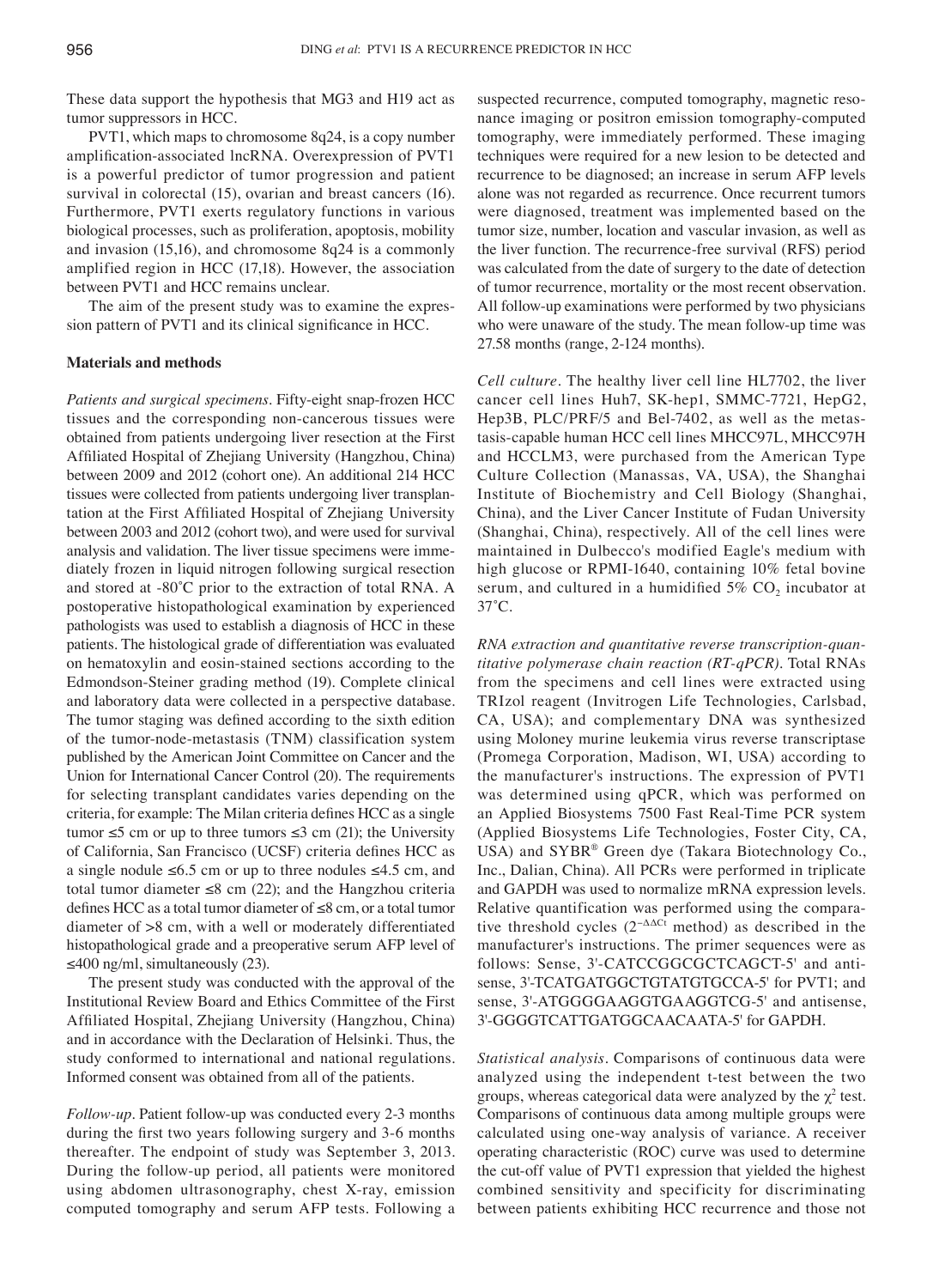These data support the hypothesis that MG3 and H19 act as tumor suppressors in HCC.

PVT1, which maps to chromosome 8q24, is a copy number amplification-associated lncRNA. Overexpression of PVT1 is a powerful predictor of tumor progression and patient survival in colorectal (15), ovarian and breast cancers (16). Furthermore, PVT1 exerts regulatory functions in various biological processes, such as proliferation, apoptosis, mobility and invasion (15,16), and chromosome 8q24 is a commonly amplified region in HCC (17,18). However, the association between PVT1 and HCC remains unclear.

The aim of the present study was to examine the expression pattern of PVT1 and its clinical significance in HCC.

## Materials and methods

*Patients and surgical specimens.* Fifty-eight snap-frozen HCC tissues and the corresponding non-cancerous tissues were obtained from patients undergoing liver resection at the First Affiliated Hospital of Zhejiang University (Hangzhou, China) between 2009 and 2012 (cohort one). An additional 214 HCC tissues were collected from patients undergoing liver transplantation at the First Affiliated Hospital of Zhejiang University between 2003 and 2012 (cohort two), and were used for survival analysis and validation. The liver tissue specimens were immediately frozen in liquid nitrogen following surgical resection and stored at -80˚C prior to the extraction of total RNA. A postoperative histopathological examination by experienced pathologists was used to establish a diagnosis of HCC in these patients. The histological grade of differentiation was evaluated on hematoxylin and eosin-stained sections according to the Edmondson-Steiner grading method (19). Complete clinical and laboratory data were collected in a perspective database. The tumor staging was defined according to the sixth edition of the tumor-node-metastasis (TNM) classification system published by the American Joint Committee on Cancer and the Union for International Cancer Control (20). The requirements for selecting transplant candidates varies depending on the criteria, for example: The Milan criteria defines HCC as a single tumor ≤5 cm or up to three tumors ≤3 cm (21); the University of California, San Francisco (UCSF) criteria defines HCC as a single nodule ≤6.5 cm or up to three nodules ≤4.5 cm, and total tumor diameter ≤8 cm (22); and the Hangzhou criteria defines HCC as a total tumor diameter of ≤8 cm, or a total tumor diameter of >8 cm, with a well or moderately differentiated histopathological grade and a preoperative serum AFP level of ≤400 ng/ml, simultaneously (23).

The present study was conducted with the approval of the Institutional Review Board and Ethics Committee of the First Affiliated Hospital, Zhejiang University (Hangzhou, China) and in accordance with the Declaration of Helsinki. Thus, the study conformed to international and national regulations. Informed consent was obtained from all of the patients.

*Follow-up.* Patient follow-up was conducted every 2-3 months during the first two years following surgery and 3-6 months thereafter. The endpoint of study was September 3, 2013. During the follow-up period, all patients were monitored using abdomen ultrasonography, chest X-ray, emission computed tomography and serum AFP tests. Following a suspected recurrence, computed tomography, magnetic resonance imaging or positron emission tomography-computed tomography, were immediately performed. These imaging techniques were required for a new lesion to be detected and recurrence to be diagnosed; an increase in serum AFP levels alone was not regarded as recurrence. Once recurrent tumors were diagnosed, treatment was implemented based on the tumor size, number, location and vascular invasion, as well as the liver function. The recurrence-free survival (RFS) period was calculated from the date of surgery to the date of detection of tumor recurrence, mortality or the most recent observation. All follow-up examinations were performed by two physicians who were unaware of the study. The mean follow-up time was 27.58 months (range, 2-124 months).

*Cell culture.* The healthy liver cell line HL7702, the liver cancer cell lines Huh7, SK-hep1, SMMC-7721, HepG2, Hep3B, PLC/PRF/5 and Bel-7402, as well as the metastasis-capable human HCC cell lines MHCC97L, MHCC97H and HCCLM3, were purchased from the American Type Culture Collection (Manassas, VA, USA), the Shanghai Institute of Biochemistry and Cell Biology (Shanghai, China), and the Liver Cancer Institute of Fudan University (Shanghai, China), respectively. All of the cell lines were maintained in Dulbecco's modified Eagle's medium with high glucose or RPMI-1640, containing 10% fetal bovine serum, and cultured in a humidified 5% $CO_2$ incubator at 37˚C.

*RNA extraction and quantitative reverse transcription-quantitative polymerase chain reaction (RT-qPCR).* Total RNAs from the specimens and cell lines were extracted using TRIzol reagent (Invitrogen Life Technologies, Carlsbad, CA, USA); and complementary DNA was synthesized using Moloney murine leukemia virus reverse transcriptase (Promega Corporation, Madison, WI, USA) according to the manufacturer's instructions. The expression of PVT1 was determined using qPCR, which was performed on an Applied Biosystems 7500 Fast Real-Time PCR system (Applied Biosystems Life Technologies, Foster City, CA, USA) and SYBR® Green dye (Takara Biotechnology Co., Inc., Dalian, China). All PCRs were performed in triplicate and GAPDH was used to normalize mRNA expression levels. Relative quantification was performed using the comparative threshold cycles ($2^{-\Delta\Delta Ct}$ method) as described in the manufacturer's instructions. The primer sequences were as follows: Sense, 3'-CATCCGGCGCTCAGCT-5' and antisense, 3'-TCATGATGGCTGTATGTGCCA-5' for PVT1; and sense, 3'-ATGGGGAAGGTGAAGGTCG-5' and antisense, 3'-GGGGTCATTGATGGCAACAATA-5' for GAPDH.

*Statistical analysis.* Comparisons of continuous data were analyzed using the independent t-test between the two groups, whereas categorical data were analyzed by the $\chi^2$ test. Comparisons of continuous data among multiple groups were calculated using one-way analysis of variance. A receiver operating characteristic (ROC) curve was used to determine the cut-off value of PVT1 expression that yielded the highest combined sensitivity and specificity for discriminating between patients exhibiting HCC recurrence and those not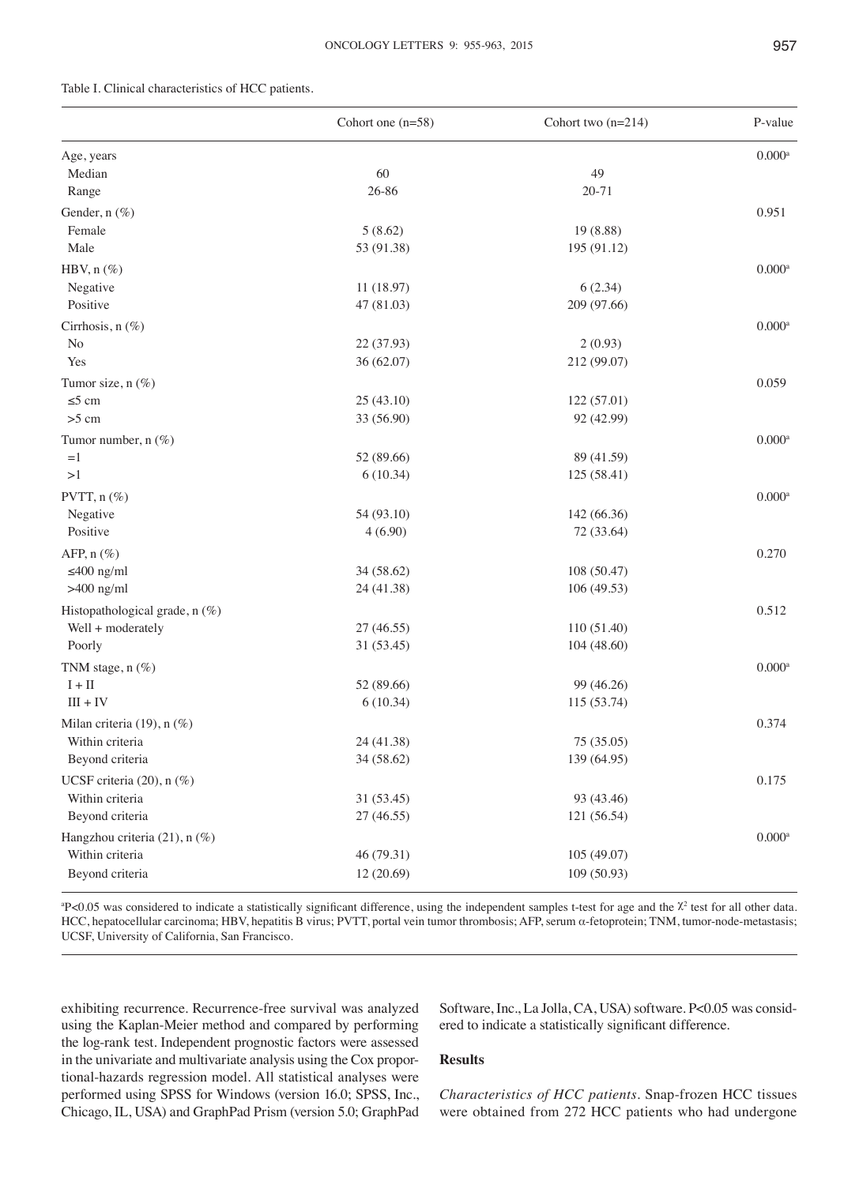Table I. Clinical characteristics of HCC patients.

| | Cohort one (n=58) | Cohort two (n=214) | P-value |
|---|---|---|---|
| Age, years | | | 0.000[a] |
| Median | 60 | 49 | |
| Range | 26-86 | 20-71 | |
| Gender, n (%) | | | 0.951 |
| Female | 5 (8.62) | 19 (8.88) | |
| Male | 53 (91.38) | 195 (91.12) | |
| HBV, n (%) | | | 0.000[a] |
| Negative | 11 (18.97) | 6 (2.34) | |
| Positive | 47 (81.03) | 209 (97.66) | |
| Cirrhosis, n (%) | | | 0.000[a] |
| No | 22 (37.93) | 2 (0.93) | |
| Yes | 36 (62.07) | 212 (99.07) | |
| Tumor size, n (%) | | | 0.059 |
| ≤5 cm | 25 (43.10) | 122 (57.01) | |
| >5 cm | 33 (56.90) | 92 (42.99) | |
| Tumor number, n (%) | | | 0.000[a] |
| =1 | 52 (89.66) | 89 (41.59) | |
| >1 | 6 (10.34) | 125 (58.41) | |
| PVTT, n (%) | | | 0.000[a] |
| Negative | 54 (93.10) | 142 (66.36) | |
| Positive | 4 (6.90) | 72 (33.64) | |
| AFP, n (%) | | | 0.270 |
| ≤400 ng/ml | 34 (58.62) | 108 (50.47) | |
| >400 ng/ml | 24 (41.38) | 106 (49.53) | |
| Histopathological grade, n (%) | | | 0.512 |
| Well + moderately | 27 (46.55) | 110 (51.40) | |
| Poorly | 31 (53.45) | 104 (48.60) | |
| TNM stage, n (%) | | | 0.000[a] |
| I + II | 52 (89.66) | 99 (46.26) | |
| III + IV | 6 (10.34) | 115 (53.74) | |
| Milan criteria (19), n (%) | | | 0.374 |
| Within criteria | 24 (41.38) | 75 (35.05) | |
| Beyond criteria | 34 (58.62) | 139 (64.95) | |
| UCSF criteria (20), n (%) | | | 0.175 |
| Within criteria | 31 (53.45) | 93 (43.46) | |
| Beyond criteria | 27 (46.55) | 121 (56.54) | |
| Hangzhou criteria (21), n (%) | | | 0.000[a] |
| Within criteria | 46 (79.31) | 105 (49.07) | |
| Beyond criteria | 12 (20.69) | 109 (50.93) | |

[a]P<0.05 was considered to indicate a statistically significant difference, using the independent samples t-test for age and the $\chi^2$ test for all other data. HCC, hepatocellular carcinoma; HBV, hepatitis B virus; PVTT, portal vein tumor thrombosis; AFP, serum α-fetoprotein; TNM, tumor-node-metastasis; UCSF, University of California, San Francisco.

exhibiting recurrence. Recurrence-free survival was analyzed using the Kaplan-Meier method and compared by performing the log-rank test. Independent prognostic factors were assessed in the univariate and multivariate analysis using the Cox proportional-hazards regression model. All statistical analyses were performed using SPSS for Windows (version 16.0; SPSS, Inc., Chicago, IL, USA) and GraphPad Prism (version 5.0; GraphPad Software, Inc., La Jolla, CA, USA) software. P<0.05 was considered to indicate a statistically significant difference.

## Results

*Characteristics of HCC patients.* Snap-frozen HCC tissues were obtained from 272 HCC patients who had undergone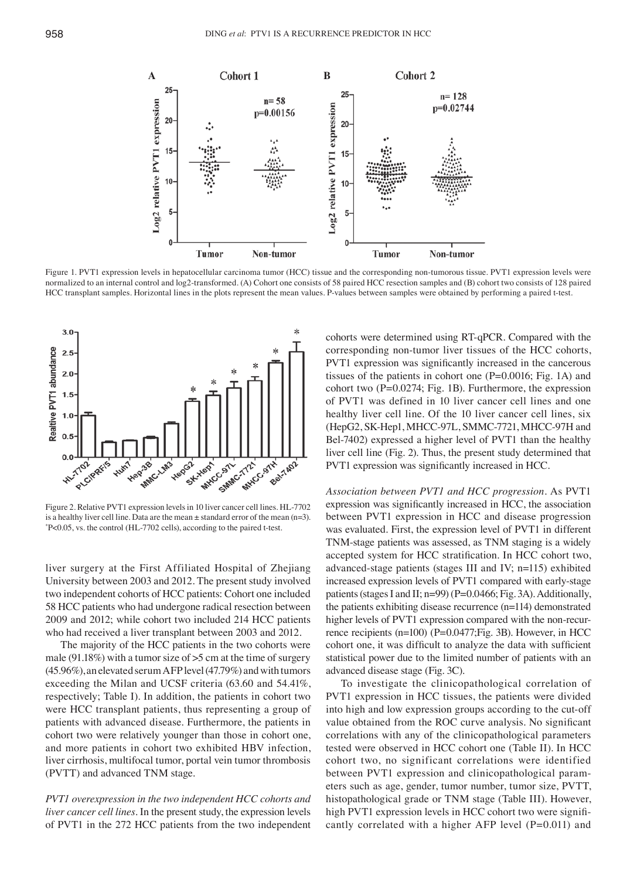Figure 1. PVT1 expression levels in hepatocellular carcinoma tumor (HCC) tissue and the corresponding non-tumorous tissue. PVT1 expression levels were normalized to an internal control and log2-transformed. (A) Cohort one consists of 58 paired HCC resection samples and (B) cohort two consists of 128 paired HCC transplant samples. Horizontal lines in the plots represent the mean values. P-values between samples were obtained by performing a paired t-test.

Figure 2. Relative PVT1 expression levels in 10 liver cancer cell lines. HL-7702 is a healthy liver cell line. Data are the mean ± standard error of the mean (n=3). *P<0.05, vs. the control (HL-7702 cells), according to the paired t-test.

liver surgery at the First Affiliated Hospital of Zhejiang University between 2003 and 2012. The present study involved two independent cohorts of HCC patients: Cohort one included 58 HCC patients who had undergone radical resection between 2009 and 2012; while cohort two included 214 HCC patients who had received a liver transplant between 2003 and 2012.

The majority of the HCC patients in the two cohorts were male (91.18%) with a tumor size of >5 cm at the time of surgery (45.96%), an elevated serum AFP level (47.79%) and with tumors exceeding the Milan and UCSF criteria (63.60 and 54.41%, respectively; Table I). In addition, the patients in cohort two were HCC transplant patients, thus representing a group of patients with advanced disease. Furthermore, the patients in cohort two were relatively younger than those in cohort one, and more patients in cohort two exhibited HBV infection, liver cirrhosis, multifocal tumor, portal vein tumor thrombosis (PVTT) and advanced TNM stage.

*PVT1 overexpression in the two independent HCC cohorts and liver cancer cell lines.* In the present study, the expression levels of PVT1 in the 272 HCC patients from the two independent cohorts were determined using RT-qPCR. Compared with the corresponding non-tumor liver tissues of the HCC cohorts, PVT1 expression was significantly increased in the cancerous tissues of the patients in cohort one (P=0.0016; Fig. 1A) and cohort two (P=0.0274; Fig. 1B). Furthermore, the expression of PVT1 was defined in 10 liver cancer cell lines and one healthy liver cell line. Of the 10 liver cancer cell lines, six (HepG2, SK-Hep1, MHCC-97L, SMMC-7721, MHCC-97H and Bel-7402) expressed a higher level of PVT1 than the healthy liver cell line (Fig. 2). Thus, the present study determined that PVT1 expression was significantly increased in HCC.

*Association between PVT1 and HCC progression.* As PVT1 expression was significantly increased in HCC, the association between PVT1 expression in HCC and disease progression was evaluated. First, the expression level of PVT1 in different TNM-stage patients was assessed, as TNM staging is a widely accepted system for HCC stratification. In HCC cohort two, advanced-stage patients (stages III and IV; n=115) exhibited increased expression levels of PVT1 compared with early-stage patients (stages I and II; n=99) (P=0.0466; Fig. 3A). Additionally, the patients exhibiting disease recurrence (n=114) demonstrated higher levels of PVT1 expression compared with the non-recurrence recipients (n=100) (P=0.0477;Fig. 3B). However, in HCC cohort one, it was difficult to analyze the data with sufficient statistical power due to the limited number of patients with an advanced disease stage (Fig. 3C).

To investigate the clinicopathological correlation of PVT1 expression in HCC tissues, the patients were divided into high and low expression groups according to the cut-off value obtained from the ROC curve analysis. No significant correlations with any of the clinicopathological parameters tested were observed in HCC cohort one (Table II). In HCC cohort two, no significant correlations were identified between PVT1 expression and clinicopathological parameters such as age, gender, tumor number, tumor size, PVTT, histopathological grade or TNM stage (Table III). However, high PVT1 expression levels in HCC cohort two were significantly correlated with a higher AFP level (P=0.011) and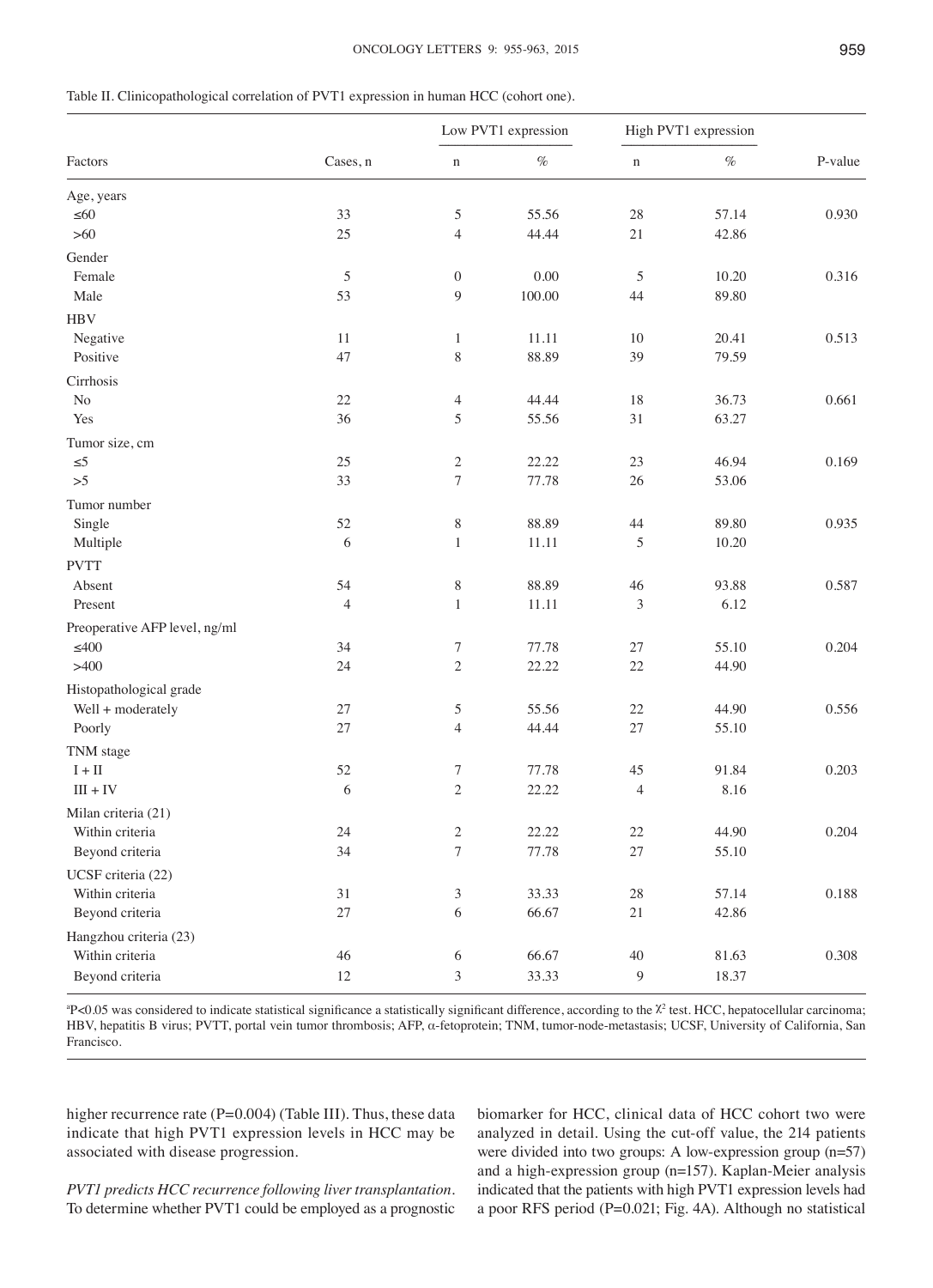Table II. Clinicopathological correlation of PVT1 expression in human HCC (cohort one).

| Factors | Cases, n | Low PVT1 expression | | High PVT1 expression | | P-value |
|---|---|---|---|---|---|---|
| | | n | % | n | % | |
| Age, years | | | | | | |
| ≤60 | 33 | 5 | 55.56 | 28 | 57.14 | 0.930 |
| >60 | 25 | 4 | 44.44 | 21 | 42.86 | |
| Gender | | | | | | |
| Female | 5 | 0 | 0.00 | 5 | 10.20 | 0.316 |
| Male | 53 | 9 | 100.00 | 44 | 89.80 | |
| HBV | | | | | | |
| Negative | 11 | 1 | 11.11 | 10 | 20.41 | 0.513 |
| Positive | 47 | 8 | 88.89 | 39 | 79.59 | |
| Cirrhosis | | | | | | |
| No | 22 | 4 | 44.44 | 18 | 36.73 | 0.661 |
| Yes | 36 | 5 | 55.56 | 31 | 63.27 | |
| Tumor size, cm | | | | | | |
| ≤5 | 25 | 2 | 22.22 | 23 | 46.94 | 0.169 |
| >5 | 33 | 7 | 77.78 | 26 | 53.06 | |
| Tumor number | | | | | | |
| Single | 52 | 8 | 88.89 | 44 | 89.80 | 0.935 |
| Multiple | 6 | 1 | 11.11 | 5 | 10.20 | |
| PVTT | | | | | | |
| Absent | 54 | 8 | 88.89 | 46 | 93.88 | 0.587 |
| Present | 4 | 1 | 11.11 | 3 | 6.12 | |
| Preoperative AFP level, ng/ml | | | | | | |
| ≤400 | 34 | 7 | 77.78 | 27 | 55.10 | 0.204 |
| >400 | 24 | 2 | 22.22 | 22 | 44.90 | |
| Histopathological grade | | | | | | |
| Well + moderately | 27 | 5 | 55.56 | 22 | 44.90 | 0.556 |
| Poorly | 27 | 4 | 44.44 | 27 | 55.10 | |
| TNM stage | | | | | | |
| I + II | 52 | 7 | 77.78 | 45 | 91.84 | 0.203 |
| III + IV | 6 | 2 | 22.22 | 4 | 8.16 | |
| Milan criteria (21) | | | | | | |
| Within criteria | 24 | 2 | 22.22 | 22 | 44.90 | 0.204 |
| Beyond criteria | 34 | 7 | 77.78 | 27 | 55.10 | |
| UCSF criteria (22) | | | | | | |
| Within criteria | 31 | 3 | 33.33 | 28 | 57.14 | 0.188 |
| Beyond criteria | 27 | 6 | 66.67 | 21 | 42.86 | |
| Hangzhou criteria (23) | | | | | | |
| Within criteria | 46 | 6 | 66.67 | 40 | 81.63 | 0.308 |
| Beyond criteria | 12 | 3 | 33.33 | 9 | 18.37 | |

[a]P<0.05 was considered to indicate statistical significance a statistically significant difference, according to the $\chi^2$ test. HCC, hepatocellular carcinoma; HBV, hepatitis B virus; PVTT, portal vein tumor thrombosis; AFP, α-fetoprotein; TNM, tumor-node-metastasis; UCSF, University of California, San Francisco.

higher recurrence rate (P=0.004) (Table III). Thus, these data indicate that high PVT1 expression levels in HCC may be associated with disease progression.

*PVT1 predicts HCC recurrence following liver transplantation.* To determine whether PVT1 could be employed as a prognostic biomarker for HCC, clinical data of HCC cohort two were analyzed in detail. Using the cut-off value, the 214 patients were divided into two groups: A low-expression group (n=57) and a high-expression group (n=157). Kaplan-Meier analysis indicated that the patients with high PVT1 expression levels had a poor RFS period (P=0.021; Fig. 4A). Although no statistical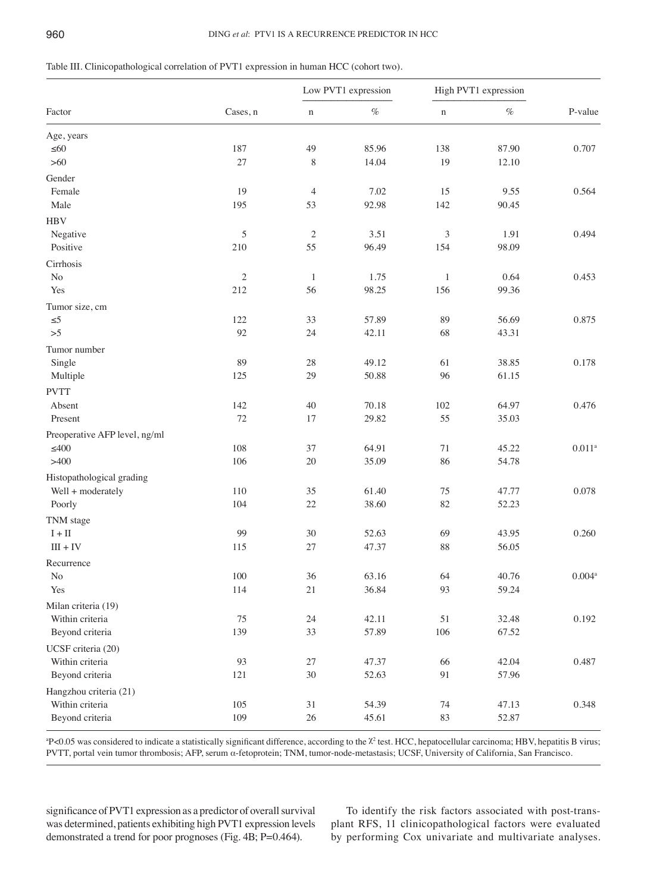Table III. Clinicopathological correlation of PVT1 expression in human HCC (cohort two).

| Factor | Cases, n | Low PVT1 expression | | High PVT1 expression | | P-value |
|---|---|---|---|---|---|---|
| | | n | % | n | % | |
| Age, years | | | | | | |
| ≤60 | 187 | 49 | 85.96 | 138 | 87.90 | 0.707 |
| >60 | 27 | 8 | 14.04 | 19 | 12.10 | |
| Gender | | | | | | |
| Female | 19 | 4 | 7.02 | 15 | 9.55 | 0.564 |
| Male | 195 | 53 | 92.98 | 142 | 90.45 | |
| HBV | | | | | | |
| Negative | 5 | 2 | 3.51 | 3 | 1.91 | 0.494 |
| Positive | 210 | 55 | 96.49 | 154 | 98.09 | |
| Cirrhosis | | | | | | |
| No | 2 | 1 | 1.75 | 1 | 0.64 | 0.453 |
| Yes | 212 | 56 | 98.25 | 156 | 99.36 | |
| Tumor size, cm | | | | | | |
| ≤5 | 122 | 33 | 57.89 | 89 | 56.69 | 0.875 |
| >5 | 92 | 24 | 42.11 | 68 | 43.31 | |
| Tumor number | | | | | | |
| Single | 89 | 28 | 49.12 | 61 | 38.85 | 0.178 |
| Multiple | 125 | 29 | 50.88 | 96 | 61.15 | |
| PVTT | | | | | | |
| Absent | 142 | 40 | 70.18 | 102 | 64.97 | 0.476 |
| Present | 72 | 17 | 29.82 | 55 | 35.03 | |
| Preoperative AFP level, ng/ml | | | | | | |
| ≤400 | 108 | 37 | 64.91 | 71 | 45.22 | 0.011[a] |
| >400 | 106 | 20 | 35.09 | 86 | 54.78 | |
| Histopathological grading | | | | | | |
| Well + moderately | 110 | 35 | 61.40 | 75 | 47.77 | 0.078 |
| Poorly | 104 | 22 | 38.60 | 82 | 52.23 | |
| TNM stage | | | | | | |
| I + II | 99 | 30 | 52.63 | 69 | 43.95 | 0.260 |
| III + IV | 115 | 27 | 47.37 | 88 | 56.05 | |
| Recurrence | | | | | | |
| No | 100 | 36 | 63.16 | 64 | 40.76 | 0.004[a] |
| Yes | 114 | 21 | 36.84 | 93 | 59.24 | |
| Milan criteria (19) | | | | | | |
| Within criteria | 75 | 24 | 42.11 | 51 | 32.48 | 0.192 |
| Beyond criteria | 139 | 33 | 57.89 | 106 | 67.52 | |
| UCSF criteria (20) | | | | | | |
| Within criteria | 93 | 27 | 47.37 | 66 | 42.04 | 0.487 |
| Beyond criteria | 121 | 30 | 52.63 | 91 | 57.96 | |
| Hangzhou criteria (21) | | | | | | |
| Within criteria | 105 | 31 | 54.39 | 74 | 47.13 | 0.348 |
| Beyond criteria | 109 | 26 | 45.61 | 83 | 52.87 | |

[a]P<0.05 was considered to indicate a statistically significant difference, according to the $\chi^2$ test. HCC, hepatocellular carcinoma; HBV, hepatitis B virus; PVTT, portal vein tumor thrombosis; AFP, serum α-fetoprotein; TNM, tumor-node-metastasis; UCSF, University of California, San Francisco.

significance of PVT1 expression as a predictor of overall survival was determined, patients exhibiting high PVT1 expression levels demonstrated a trend for poor prognoses (Fig. 4B; P=0.464).

To identify the risk factors associated with post-transplant RFS, 11 clinicopathological factors were evaluated by performing Cox univariate and multivariate analyses.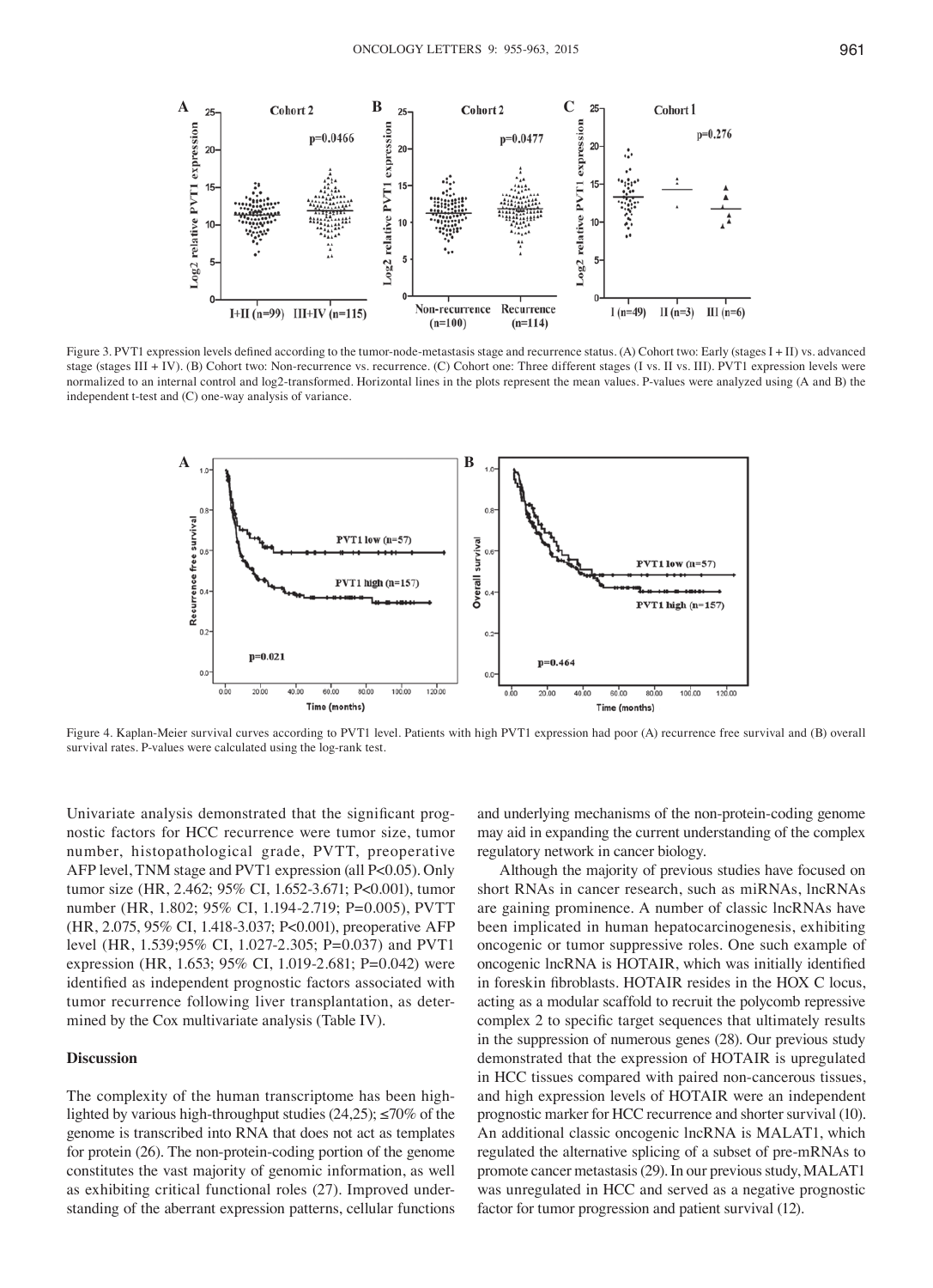Figure 3. PVT1 expression levels defined according to the tumor-node-metastasis stage and recurrence status. (A) Cohort two: Early (stages I + II) vs. advanced stage (stages III + IV). (B) Cohort two: Non-recurrence vs. recurrence. (C) Cohort one: Three different stages (I vs. II vs. III). PVT1 expression levels were normalized to an internal control and log2-transformed. Horizontal lines in the plots represent the mean values. P-values were analyzed using (A and B) the independent t-test and (C) one-way analysis of variance.

Figure 4. Kaplan-Meier survival curves according to PVT1 level. Patients with high PVT1 expression had poor (A) recurrence free survival and (B) overall survival rates. P-values were calculated using the log-rank test.

Univariate analysis demonstrated that the significant prognostic factors for HCC recurrence were tumor size, tumor number, histopathological grade, PVTT, preoperative AFP level, TNM stage and PVT1 expression (all P<0.05). Only tumor size (HR, 2.462; 95% CI, 1.652-3.671; P<0.001), tumor number (HR, 1.802; 95% CI, 1.194-2.719; P=0.005), PVTT (HR, 2.075, 95% CI, 1.418-3.037; P<0.001), preoperative AFP level (HR, 1.539;95% CI, 1.027-2.305; P=0.037) and PVT1 expression (HR, 1.653; 95% CI, 1.019-2.681; P=0.042) were identified as independent prognostic factors associated with tumor recurrence following liver transplantation, as determined by the Cox multivariate analysis (Table IV).

## Discussion

The complexity of the human transcriptome has been highlighted by various high-throughput studies (24,25); ≤70% of the genome is transcribed into RNA that does not act as templates for protein (26). The non-protein-coding portion of the genome constitutes the vast majority of genomic information, as well as exhibiting critical functional roles (27). Improved understanding of the aberrant expression patterns, cellular functions and underlying mechanisms of the non-protein-coding genome may aid in expanding the current understanding of the complex regulatory network in cancer biology.

Although the majority of previous studies have focused on short RNAs in cancer research, such as miRNAs, lncRNAs are gaining prominence. A number of classic lncRNAs have been implicated in human hepatocarcinogenesis, exhibiting oncogenic or tumor suppressive roles. One such example of oncogenic lncRNA is HOTAIR, which was initially identified in foreskin fibroblasts. HOTAIR resides in the HOX C locus, acting as a modular scaffold to recruit the polycomb repressive complex 2 to specific target sequences that ultimately results in the suppression of numerous genes (28). Our previous study demonstrated that the expression of HOTAIR is upregulated in HCC tissues compared with paired non-cancerous tissues, and high expression levels of HOTAIR were an independent prognostic marker for HCC recurrence and shorter survival (10). An additional classic oncogenic lncRNA is MALAT1, which regulated the alternative splicing of a subset of pre-mRNAs to promote cancer metastasis (29). In our previous study, MALAT1 was unregulated in HCC and served as a negative prognostic factor for tumor progression and patient survival (12).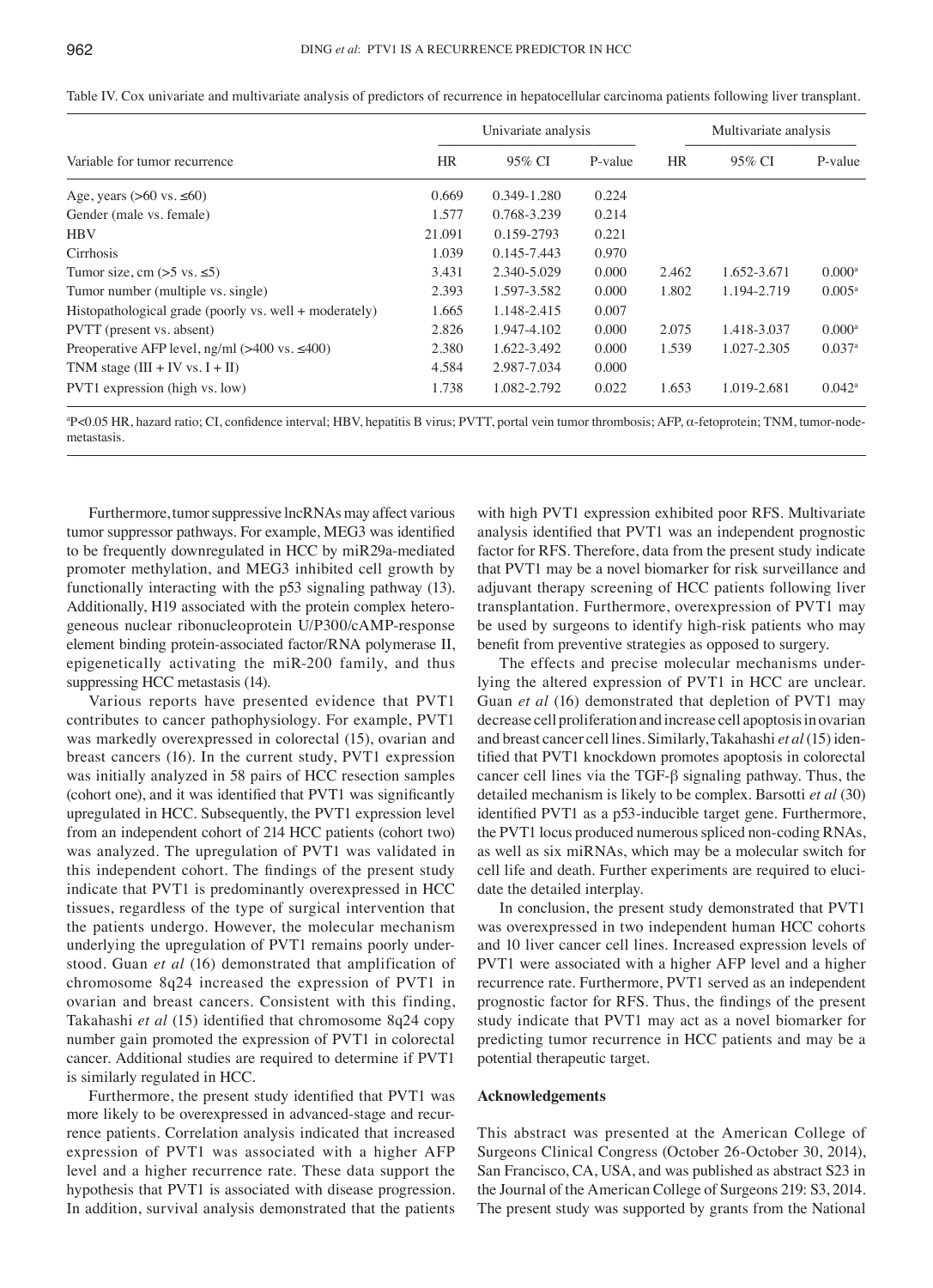Table IV. Cox univariate and multivariate analysis of predictors of recurrence in hepatocellular carcinoma patients following liver transplant.

| | Univariate analysis | | | Multivariate analysis | | |
|---|---|---|---|---|---|---|
| Variable for tumor recurrence | HR | 95% CI | P-value | HR | 95% CI | P-value |
| Age, years (>60 vs. ≤60) | 0.669 | 0.349-1.280 | 0.224 | | | |
| Gender (male vs. female) | 1.577 | 0.768-3.239 | 0.214 | | | |
| HBV | 21.091 | 0.159-2793 | 0.221 | | | |
| Cirrhosis | 1.039 | 0.145-7.443 | 0.970 | | | |
| Tumor size, cm (>5 vs. ≤5) | 3.431 | 2.340-5.029 | 0.000 | 2.462 | 1.652-3.671 | 0.000[a] |
| Tumor number (multiple vs. single) | 2.393 | 1.597-3.582 | 0.000 | 1.802 | 1.194-2.719 | 0.005[a] |
| Histopathological grade (poorly vs. well + moderately) | 1.665 | 1.148-2.415 | 0.007 | | | |
| PVTT (present vs. absent) | 2.826 | 1.947-4.102 | 0.000 | 2.075 | 1.418-3.037 | 0.000[a] |
| Preoperative AFP level, ng/ml (>400 vs. ≤400) | 2.380 | 1.622-3.492 | 0.000 | 1.539 | 1.027-2.305 | 0.037[a] |
| TNM stage (III + IV vs. I + II) | 4.584 | 2.987-7.034 | 0.000 | | | |
| PVT1 expression (high vs. low) | 1.738 | 1.082-2.792 | 0.022 | 1.653 | 1.019-2.681 | 0.042[a] |

[a]P<0.05 HR, hazard ratio; CI, confidence interval; HBV, hepatitis B virus; PVTT, portal vein tumor thrombosis; AFP, α-fetoprotein; TNM, tumor-node-metastasis.

Furthermore, tumor suppressive lncRNAs may affect various tumor suppressor pathways. For example, MEG3 was identified to be frequently downregulated in HCC by miR29a-mediated promoter methylation, and MEG3 inhibited cell growth by functionally interacting with the p53 signaling pathway (13). Additionally, H19 associated with the protein complex heterogeneous nuclear ribonucleoprotein U/P300/cAMP-response element binding protein-associated factor/RNA polymerase II, epigenetically activating the miR-200 family, and thus suppressing HCC metastasis (14).

Various reports have presented evidence that PVT1 contributes to cancer pathophysiology. For example, PVT1 was markedly overexpressed in colorectal (15), ovarian and breast cancers (16). In the current study, PVT1 expression was initially analyzed in 58 pairs of HCC resection samples (cohort one), and it was identified that PVT1 was significantly upregulated in HCC. Subsequently, the PVT1 expression level from an independent cohort of 214 HCC patients (cohort two) was analyzed. The upregulation of PVT1 was validated in this independent cohort. The findings of the present study indicate that PVT1 is predominantly overexpressed in HCC tissues, regardless of the type of surgical intervention that the patients undergo. However, the molecular mechanism underlying the upregulation of PVT1 remains poorly understood. Guan *et al* (16) demonstrated that amplification of chromosome 8q24 increased the expression of PVT1 in ovarian and breast cancers. Consistent with this finding, Takahashi *et al* (15) identified that chromosome 8q24 copy number gain promoted the expression of PVT1 in colorectal cancer. Additional studies are required to determine if PVT1 is similarly regulated in HCC.

Furthermore, the present study identified that PVT1 was more likely to be overexpressed in advanced-stage and recurrence patients. Correlation analysis indicated that increased expression of PVT1 was associated with a higher AFP level and a higher recurrence rate. These data support the hypothesis that PVT1 is associated with disease progression. In addition, survival analysis demonstrated that the patients with high PVT1 expression exhibited poor RFS. Multivariate analysis identified that PVT1 was an independent prognostic factor for RFS. Therefore, data from the present study indicate that PVT1 may be a novel biomarker for risk surveillance and adjuvant therapy screening of HCC patients following liver transplantation. Furthermore, overexpression of PVT1 may be used by surgeons to identify high-risk patients who may benefit from preventive strategies as opposed to surgery.

The effects and precise molecular mechanisms underlying the altered expression of PVT1 in HCC are unclear. Guan *et al* (16) demonstrated that depletion of PVT1 may decrease cell proliferation and increase cell apoptosis in ovarian and breast cancer cell lines. Similarly, Takahashi *et al* (15) identified that PVT1 knockdown promotes apoptosis in colorectal cancer cell lines via the TGF-β signaling pathway. Thus, the detailed mechanism is likely to be complex. Barsotti *et al* (30) identified PVT1 as a p53-inducible target gene. Furthermore, the PVT1 locus produced numerous spliced non-coding RNAs, as well as six miRNAs, which may be a molecular switch for cell life and death. Further experiments are required to elucidate the detailed interplay.

In conclusion, the present study demonstrated that PVT1 was overexpressed in two independent human HCC cohorts and 10 liver cancer cell lines. Increased expression levels of PVT1 were associated with a higher AFP level and a higher recurrence rate. Furthermore, PVT1 served as an independent prognostic factor for RFS. Thus, the findings of the present study indicate that PVT1 may act as a novel biomarker for predicting tumor recurrence in HCC patients and may be a potential therapeutic target.

## Acknowledgements

This abstract was presented at the American College of Surgeons Clinical Congress (October 26-October 30, 2014), San Francisco, CA, USA, and was published as abstract S23 in the Journal of the American College of Surgeons 219: S3, 2014. The present study was supported by grants from the National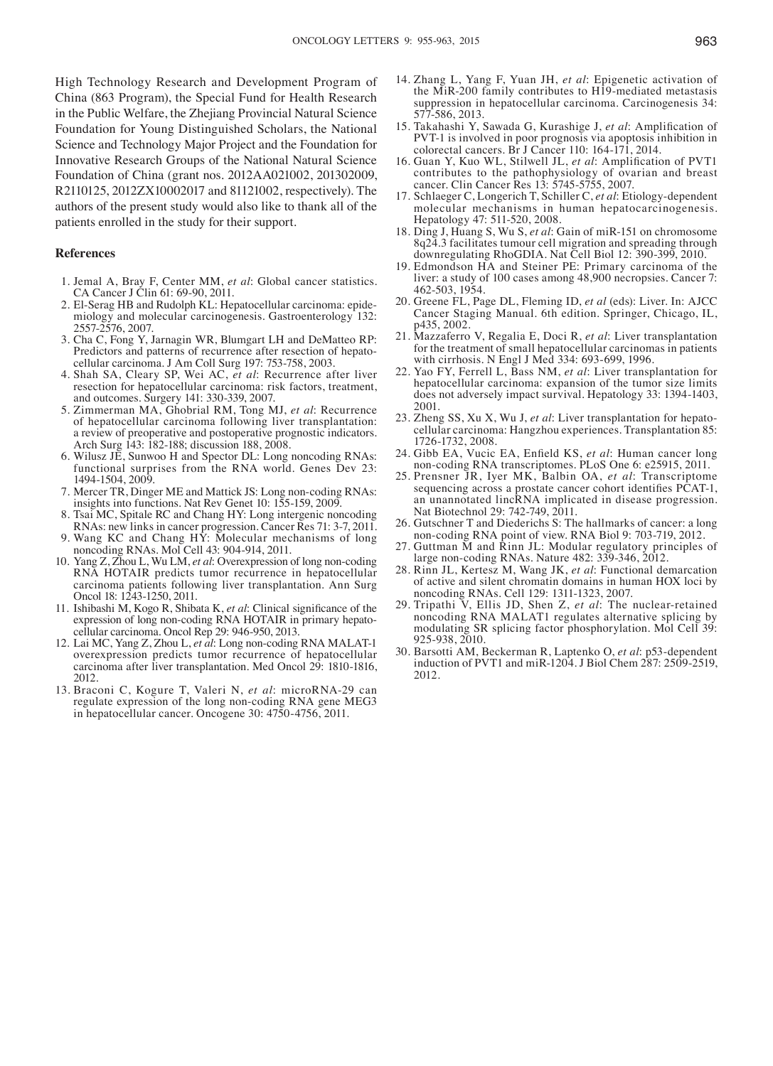High Technology Research and Development Program of China (863 Program), the Special Fund for Health Research in the Public Welfare, the Zhejiang Provincial Natural Science Foundation for Young Distinguished Scholars, the National Science and Technology Major Project and the Foundation for Innovative Research Groups of the National Natural Science Foundation of China (grant nos. 2012AA021002, 201302009, R2110125, 2012ZX10002017 and 81121002, respectively). The authors of the present study would also like to thank all of the patients enrolled in the study for their support.

## References

1. Jemal A, Bray F, Center MM, *et al*: Global cancer statistics. CA Cancer J Clin 61: 69-90, 2011.
2. El-Serag HB and Rudolph KL: Hepatocellular carcinoma: epidemiology and molecular carcinogenesis. Gastroenterology 132: 2557-2576, 2007.
3. Cha C, Fong Y, Jarnagin WR, Blumgart LH and DeMatteo RP: Predictors and patterns of recurrence after resection of hepatocellular carcinoma. J Am Coll Surg 197: 753-758, 2003.
4. Shah SA, Cleary SP, Wei AC, *et al*: Recurrence after liver resection for hepatocellular carcinoma: risk factors, treatment, and outcomes. Surgery 141: 330-339, 2007.
5. Zimmerman MA, Ghobrial RM, Tong MJ, *et al*: Recurrence of hepatocellular carcinoma following liver transplantation: a review of preoperative and postoperative prognostic indicators. Arch Surg 143: 182-188; discussion 188, 2008.
6. Wilusz JE, Sunwoo H and Spector DL: Long noncoding RNAs: functional surprises from the RNA world. Genes Dev 23: 1494-1504, 2009.
7. Mercer TR, Dinger ME and Mattick JS: Long non-coding RNAs: insights into functions. Nat Rev Genet 10: 155-159, 2009.
8. Tsai MC, Spitale RC and Chang HY: Long intergenic noncoding RNAs: new links in cancer progression. Cancer Res 71: 3-7, 2011.
9. Wang KC and Chang HY: Molecular mechanisms of long noncoding RNAs. Mol Cell 43: 904-914, 2011.
10. Yang Z, Zhou L, Wu LM, *et al*: Overexpression of long non-coding RNA HOTAIR predicts tumor recurrence in hepatocellular carcinoma patients following liver transplantation. Ann Surg Oncol 18: 1243-1250, 2011.
11. Ishibashi M, Kogo R, Shibata K, *et al*: Clinical significance of the expression of long non-coding RNA HOTAIR in primary hepatocellular carcinoma. Oncol Rep 29: 946-950, 2013.
12. Lai MC, Yang Z, Zhou L, *et al*: Long non-coding RNA MALAT-1 overexpression predicts tumor recurrence of hepatocellular carcinoma after liver transplantation. Med Oncol 29: 1810-1816, 2012.
13. Braconi C, Kogure T, Valeri N, *et al*: microRNA-29 can regulate expression of the long non-coding RNA gene MEG3 in hepatocellular cancer. Oncogene 30: 4750-4756, 2011.
14. Zhang L, Yang F, Yuan JH, *et al*: Epigenetic activation of the MiR-200 family contributes to H19-mediated metastasis suppression in hepatocellular carcinoma. Carcinogenesis 34: 577-586, 2013.
15. Takahashi Y, Sawada G, Kurashige J, *et al*: Amplification of PVT-1 is involved in poor prognosis via apoptosis inhibition in colorectal cancers. Br J Cancer 110: 164-171, 2014.
16. Guan Y, Kuo WL, Stilwell JL, *et al*: Amplification of PVT1 contributes to the pathophysiology of ovarian and breast cancer. Clin Cancer Res 13: 5745-5755, 2007.
17. Schlaeger C, Longerich T, Schiller C, *et al*: Etiology-dependent molecular mechanisms in human hepatocarcinogenesis. Hepatology 47: 511-520, 2008.
18. Ding J, Huang S, Wu S, *et al*: Gain of miR-151 on chromosome 8q24.3 facilitates tumour cell migration and spreading through downregulating RhoGDIA. Nat Cell Biol 12: 390-399, 2010.
19. Edmondson HA and Steiner PE: Primary carcinoma of the liver: a study of 100 cases among 48,900 necropsies. Cancer 7: 462-503, 1954.
20. Greene FL, Page DL, Fleming ID, *et al* (eds): Liver. In: AJCC Cancer Staging Manual. 6th edition. Springer, Chicago, IL, p435, 2002.
21. Mazzaferro V, Regalia E, Doci R, *et al*: Liver transplantation for the treatment of small hepatocellular carcinomas in patients with cirrhosis. N Engl J Med 334: 693-699, 1996.
22. Yao FY, Ferrell L, Bass NM, *et al*: Liver transplantation for hepatocellular carcinoma: expansion of the tumor size limits does not adversely impact survival. Hepatology 33: 1394-1403, 2001.
23. Zheng SS, Xu X, Wu J, *et al*: Liver transplantation for hepatocellular carcinoma: Hangzhou experiences. Transplantation 85: 1726-1732, 2008.
24. Gibb EA, Vucic EA, Enfield KS, *et al*: Human cancer long non-coding RNA transcriptomes. PLoS One 6: e25915, 2011.
25. Prensner JR, Iyer MK, Balbin OA, *et al*: Transcriptome sequencing across a prostate cancer cohort identifies PCAT-1, an unannotated lincRNA implicated in disease progression. Nat Biotechnol 29: 742-749, 2011.
26. Gutschner T and Diederichs S: The hallmarks of cancer: a long non-coding RNA point of view. RNA Biol 9: 703-719, 2012.
27. Guttman M and Rinn JL: Modular regulatory principles of large non-coding RNAs. Nature 482: 339-346, 2012.
28. Rinn JL, Kertesz M, Wang JK, *et al*: Functional demarcation of active and silent chromatin domains in human HOX loci by noncoding RNAs. Cell 129: 1311-1323, 2007.
29. Tripathi V, Ellis JD, Shen Z, *et al*: The nuclear-retained noncoding RNA MALAT1 regulates alternative splicing by modulating SR splicing factor phosphorylation. Mol Cell 39: 925-938, 2010.
30. Barsotti AM, Beckerman R, Laptenko O, *et al*: p53-dependent induction of PVT1 and miR-1204. J Biol Chem 287: 2509-2519, 2012.